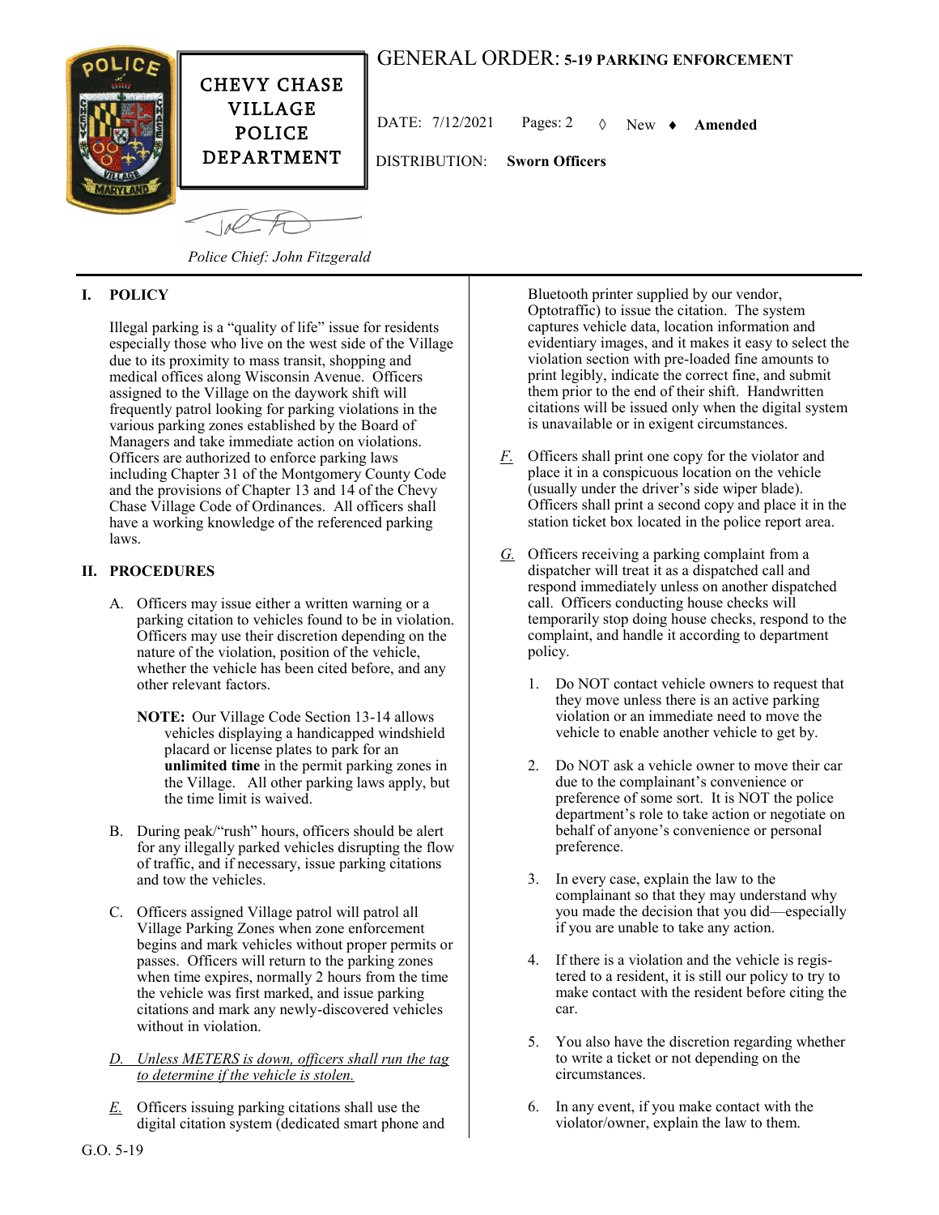CHEVY CHASE VILLAGE POLICE DEPARTMENT

# GENERAL ORDER: 5-19 PARKING ENFORCEMENT

DATE: 7/12/2021 Pages: 2 ◊ New ♦ **Amended**

DISTRIBUTION: **Sworn Officers**

*Police Chief: John Fitzgerald*

## I. POLICY

Illegal parking is a "quality of life" issue for residents especially those who live on the west side of the Village due to its proximity to mass transit, shopping and medical offices along Wisconsin Avenue. Officers assigned to the Village on the daywork shift will frequently patrol looking for parking violations in the various parking zones established by the Board of Managers and take immediate action on violations. Officers are authorized to enforce parking laws including Chapter 31 of the Montgomery County Code and the provisions of Chapter 13 and 14 of the Chevy Chase Village Code of Ordinances. All officers shall have a working knowledge of the referenced parking laws.

## II. PROCEDURES

A. Officers may issue either a written warning or a parking citation to vehicles found to be in violation. Officers may use their discretion depending on the nature of the violation, position of the vehicle, whether the vehicle has been cited before, and any other relevant factors.

**NOTE:** Our Village Code Section 13-14 allows vehicles displaying a handicapped windshield placard or license plates to park for an **unlimited time** in the permit parking zones in the Village. All other parking laws apply, but the time limit is waived.

B. During peak/"rush" hours, officers should be alert for any illegally parked vehicles disrupting the flow of traffic, and if necessary, issue parking citations and tow the vehicles.

C. Officers assigned Village patrol will patrol all Village Parking Zones when zone enforcement begins and mark vehicles without proper permits or passes. Officers will return to the parking zones when time expires, normally 2 hours from the time the vehicle was first marked, and issue parking citations and mark any newly-discovered vehicles without in violation.

*D. Unless METERS is down, officers shall run the tag to determine if the vehicle is stolen.*

*E.* Officers issuing parking citations shall use the digital citation system (dedicated smart phone and Bluetooth printer supplied by our vendor, Optotraffic) to issue the citation. The system captures vehicle data, location information and evidentiary images, and it makes it easy to select the violation section with pre-loaded fine amounts to print legibly, indicate the correct fine, and submit them prior to the end of their shift. Handwritten citations will be issued only when the digital system is unavailable or in exigent circumstances.

*F.* Officers shall print one copy for the violator and place it in a conspicuous location on the vehicle (usually under the driver's side wiper blade). Officers shall print a second copy and place it in the station ticket box located in the police report area.

*G.* Officers receiving a parking complaint from a dispatcher will treat it as a dispatched call and respond immediately unless on another dispatched call. Officers conducting house checks will temporarily stop doing house checks, respond to the complaint, and handle it according to department policy.

1. Do NOT contact vehicle owners to request that they move unless there is an active parking violation or an immediate need to move the vehicle to enable another vehicle to get by.
2. Do NOT ask a vehicle owner to move their car due to the complainant's convenience or preference of some sort. It is NOT the police department's role to take action or negotiate on behalf of anyone's convenience or personal preference.
3. In every case, explain the law to the complainant so that they may understand why you made the decision that you did—especially if you are unable to take any action.
4. If there is a violation and the vehicle is registered to a resident, it is still our policy to try to make contact with the resident before citing the car.
5. You also have the discretion regarding whether to write a ticket or not depending on the circumstances.
6. In any event, if you make contact with the violator/owner, explain the law to them.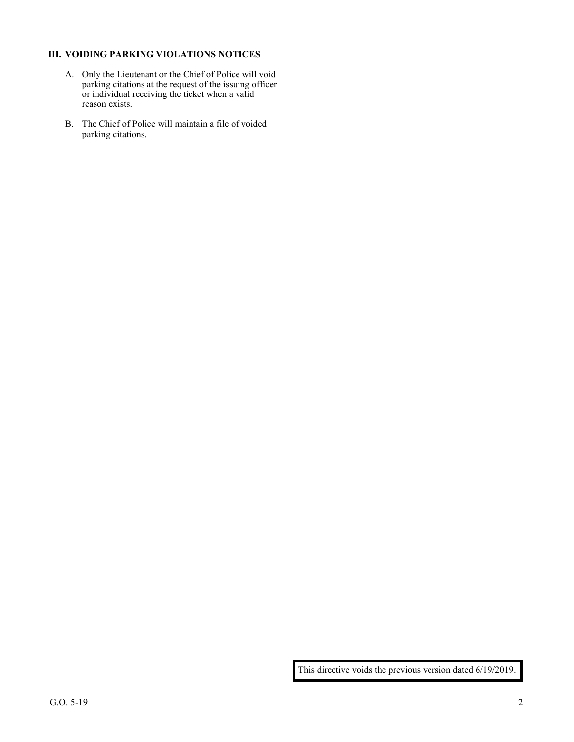## III. VOIDING PARKING VIOLATIONS NOTICES

A. Only the Lieutenant or the Chief of Police will void parking citations at the request of the issuing officer or individual receiving the ticket when a valid reason exists.

B. The Chief of Police will maintain a file of voided parking citations.

This directive voids the previous version dated 6/19/2019.